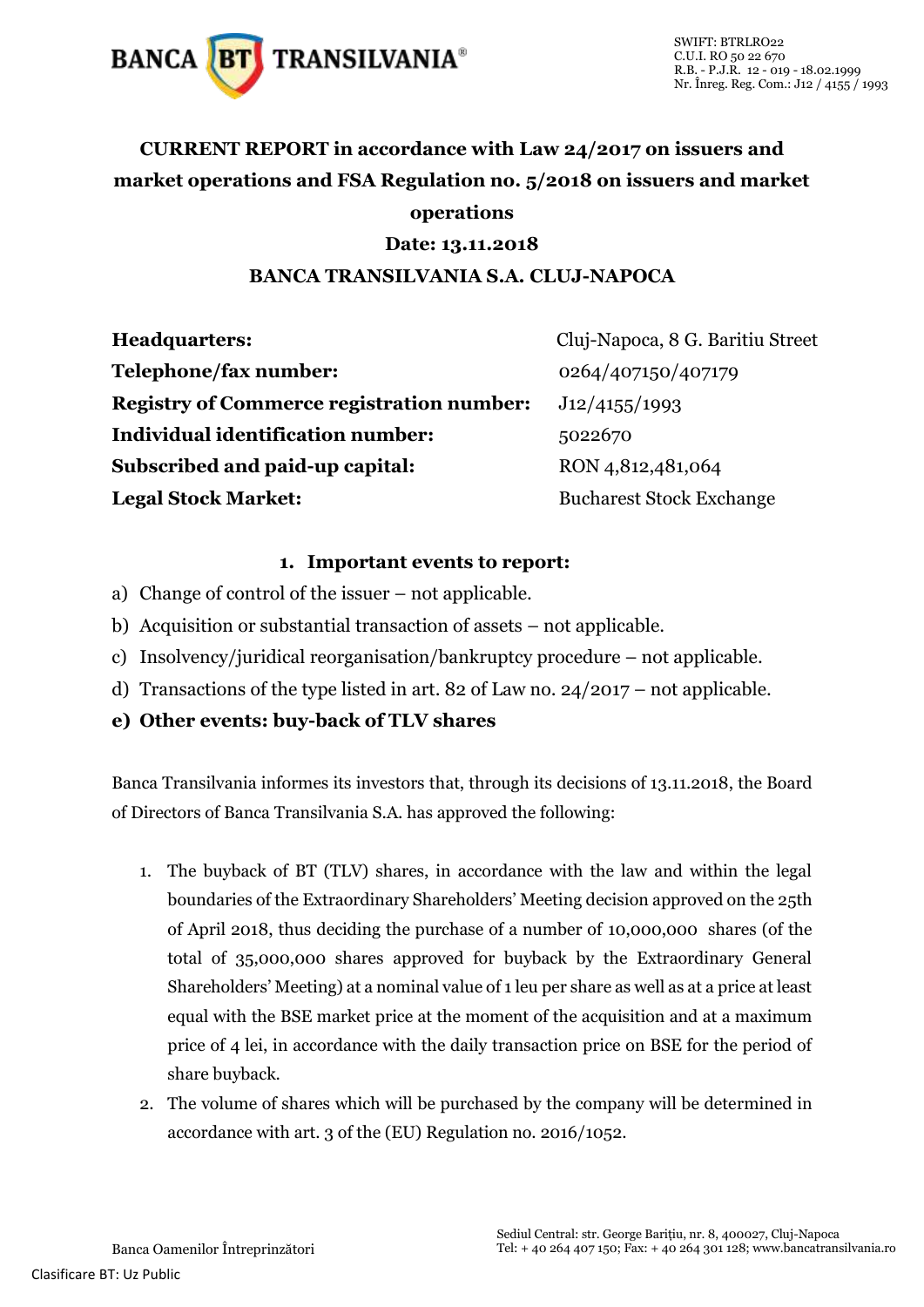SWIFT: BTRLRO22
C.U.I. RO 50 22 670
R.B. - P.J.R. 12 - 019 - 18.02.1999
Nr. Înreg. Reg. Com.: J12 / 4155 / 1993

# CURRENT REPORT in accordance with Law 24/2017 on issuers and market operations and FSA Regulation no. 5/2018 on issuers and market operations

**Date: 13.11.2018**

**BANCA TRANSILVANIA S.A. CLUJ-NAPOCA**

| | |
|---|---|
| **Headquarters:** | Cluj-Napoca, 8 G. Baritiu Street |
| **Telephone/fax number:** | 0264/407150/407179 |
| **Registry of Commerce registration number:** | J12/4155/1993 |
| **Individual identification number:** | 5022670 |
| **Subscribed and paid-up capital:** | RON 4,812,481,064 |
| **Legal Stock Market:** | Bucharest Stock Exchange |

## 1. Important events to report:

a) Change of control of the issuer – not applicable.

b) Acquisition or substantial transaction of assets – not applicable.

c) Insolvency/juridical reorganisation/bankruptcy procedure – not applicable.

d) Transactions of the type listed in art. 82 of Law no. 24/2017 – not applicable.

**e) Other events: buy-back of TLV shares**

Banca Transilvania informes its investors that, through its decisions of 13.11.2018, the Board of Directors of Banca Transilvania S.A. has approved the following:

1. The buyback of BT (TLV) shares, in accordance with the law and within the legal boundaries of the Extraordinary Shareholders' Meeting decision approved on the 25th of April 2018, thus deciding the purchase of a number of 10,000,000 shares (of the total of 35,000,000 shares approved for buyback by the Extraordinary General Shareholders' Meeting) at a nominal value of 1 leu per share as well as at a price at least equal with the BSE market price at the moment of the acquisition and at a maximum price of 4 lei, in accordance with the daily transaction price on BSE for the period of share buyback.
2. The volume of shares which will be purchased by the company will be determined in accordance with art. 3 of the (EU) Regulation no. 2016/1052.

Banca Oamenilor Întreprinzători

Sediul Central: str. George Bariţiu, nr. 8, 400027, Cluj-Napoca
Tel: + 40 264 407 150; Fax: + 40 264 301 128; www.bancatransilvania.ro

Clasificare BT: Uz Public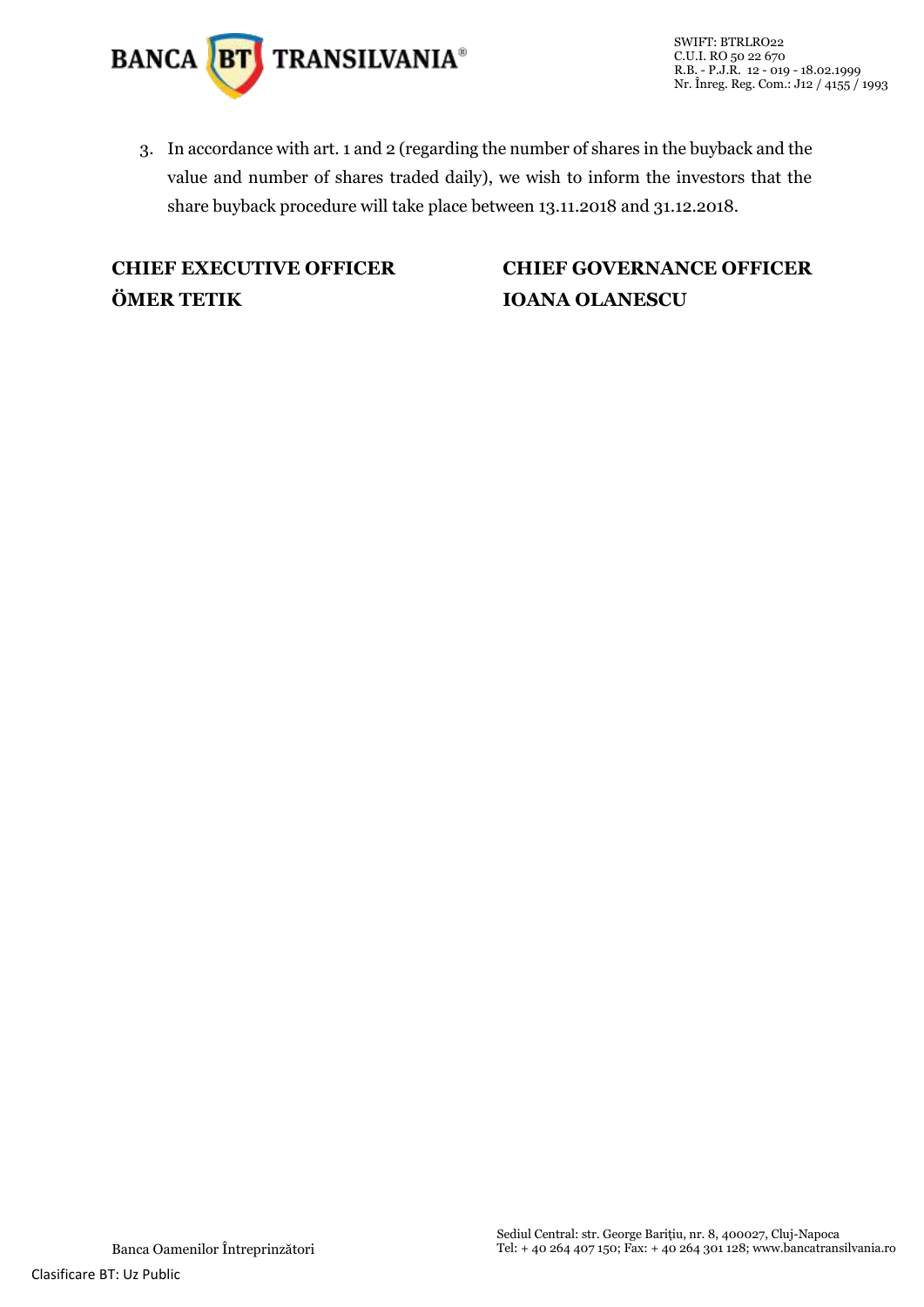3. In accordance with art. 1 and 2 (regarding the number of shares in the buyback and the value and number of shares traded daily), we wish to inform the investors that the share buyback procedure will take place between 13.11.2018 and 31.12.2018.

**CHIEF EXECUTIVE OFFICER**
**ÖMER TETIK**

**CHIEF GOVERNANCE OFFICER**
**IOANA OLANESCU**